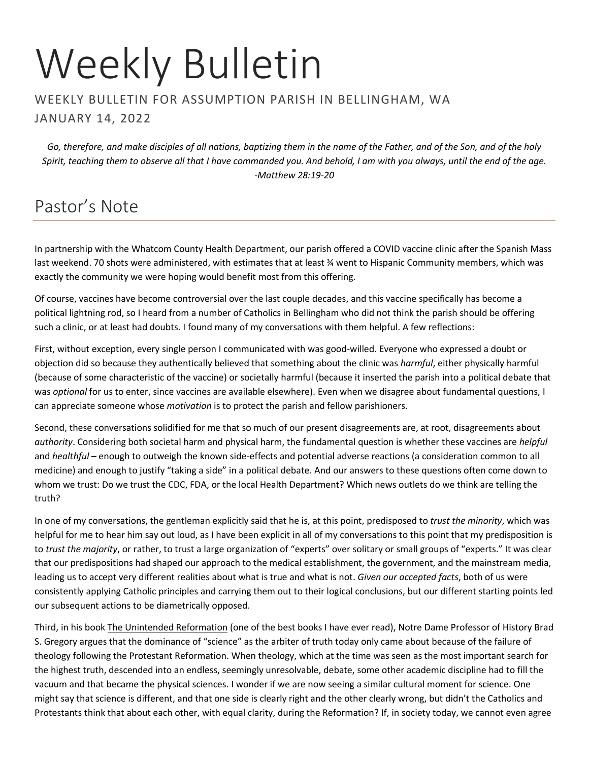# Weekly Bulletin

WEEKLY BULLETIN FOR ASSUMPTION PARISH IN BELLINGHAM, WA

JANUARY 14, 2022

*Go, therefore, and make disciples of all nations, baptizing them in the name of the Father, and of the Son, and of the holy Spirit, teaching them to observe all that I have commanded you. And behold, I am with you always, until the end of the age. -Matthew 28:19-20*

## Pastor's Note

In partnership with the Whatcom County Health Department, our parish offered a COVID vaccine clinic after the Spanish Mass last weekend. 70 shots were administered, with estimates that at least ¾ went to Hispanic Community members, which was exactly the community we were hoping would benefit most from this offering.

Of course, vaccines have become controversial over the last couple decades, and this vaccine specifically has become a political lightning rod, so I heard from a number of Catholics in Bellingham who did not think the parish should be offering such a clinic, or at least had doubts. I found many of my conversations with them helpful. A few reflections:

First, without exception, every single person I communicated with was good-willed. Everyone who expressed a doubt or objection did so because they authentically believed that something about the clinic was *harmful*, either physically harmful (because of some characteristic of the vaccine) or societally harmful (because it inserted the parish into a political debate that was *optional* for us to enter, since vaccines are available elsewhere). Even when we disagree about fundamental questions, I can appreciate someone whose *motivation* is to protect the parish and fellow parishioners.

Second, these conversations solidified for me that so much of our present disagreements are, at root, disagreements about *authority*. Considering both societal harm and physical harm, the fundamental question is whether these vaccines are *helpful* and *healthful* – enough to outweigh the known side-effects and potential adverse reactions (a consideration common to all medicine) and enough to justify "taking a side" in a political debate. And our answers to these questions often come down to whom we trust: Do we trust the CDC, FDA, or the local Health Department? Which news outlets do we think are telling the truth?

In one of my conversations, the gentleman explicitly said that he is, at this point, predisposed to *trust the minority*, which was helpful for me to hear him say out loud, as I have been explicit in all of my conversations to this point that my predisposition is to *trust the majority*, or rather, to trust a large organization of "experts" over solitary or small groups of "experts." It was clear that our predispositions had shaped our approach to the medical establishment, the government, and the mainstream media, leading us to accept very different realities about what is true and what is not. *Given our accepted facts*, both of us were consistently applying Catholic principles and carrying them out to their logical conclusions, but our different starting points led our subsequent actions to be diametrically opposed.

Third, in his book The Unintended Reformation (one of the best books I have ever read), Notre Dame Professor of History Brad S. Gregory argues that the dominance of "science" as the arbiter of truth today only came about because of the failure of theology following the Protestant Reformation. When theology, which at the time was seen as the most important search for the highest truth, descended into an endless, seemingly unresolvable, debate, some other academic discipline had to fill the vacuum and that became the physical sciences. I wonder if we are now seeing a similar cultural moment for science. One might say that science is different, and that one side is clearly right and the other clearly wrong, but didn't the Catholics and Protestants think that about each other, with equal clarity, during the Reformation? If, in society today, we cannot even agree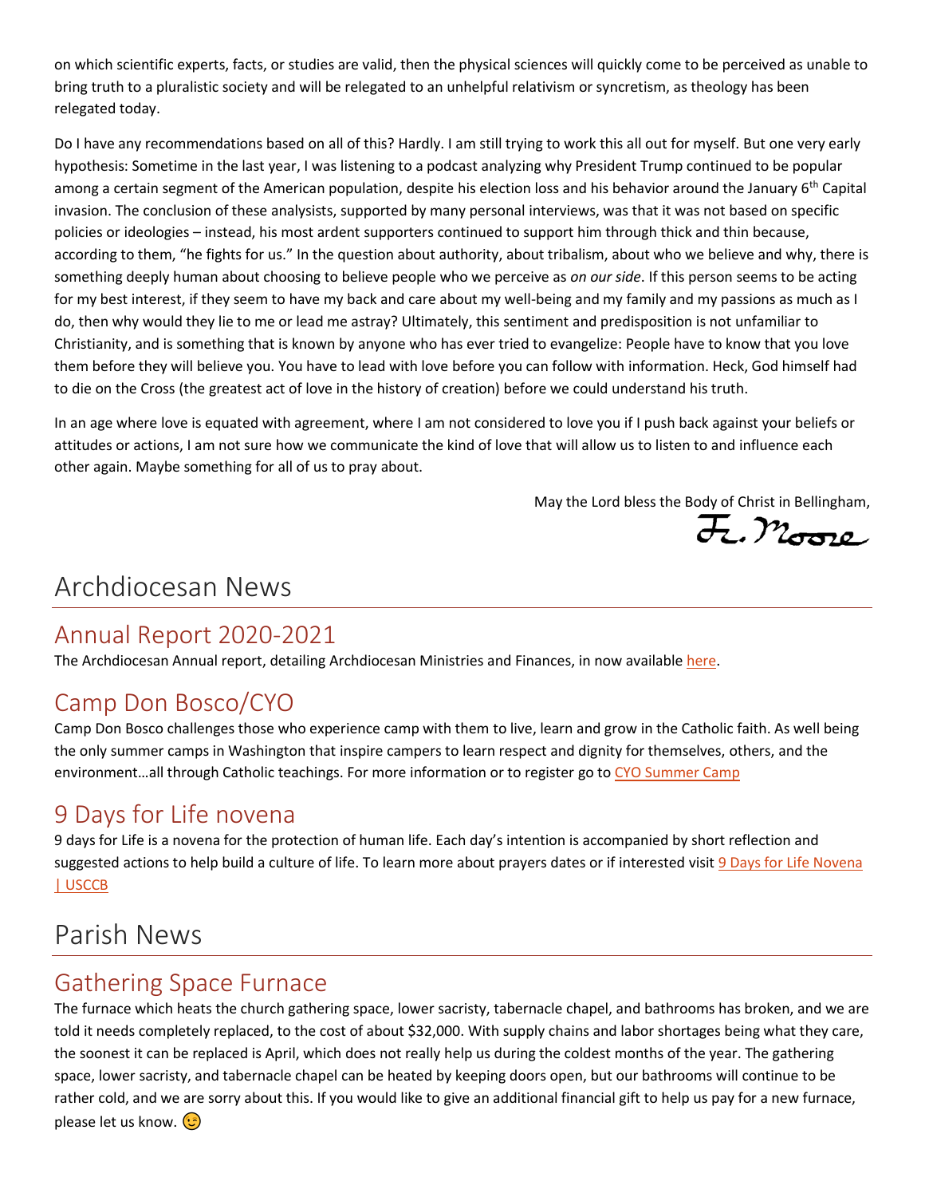on which scientific experts, facts, or studies are valid, then the physical sciences will quickly come to be perceived as unable to bring truth to a pluralistic society and will be relegated to an unhelpful relativism or syncretism, as theology has been relegated today.

Do I have any recommendations based on all of this? Hardly. I am still trying to work this all out for myself. But one very early hypothesis: Sometime in the last year, I was listening to a podcast analyzing why President Trump continued to be popular among a certain segment of the American population, despite his election loss and his behavior around the January 6th Capital invasion. The conclusion of these analysists, supported by many personal interviews, was that it was not based on specific policies or ideologies – instead, his most ardent supporters continued to support him through thick and thin because, according to them, "he fights for us." In the question about authority, about tribalism, about who we believe and why, there is something deeply human about choosing to believe people who we perceive as *on our side*. If this person seems to be acting for my best interest, if they seem to have my back and care about my well-being and my family and my passions as much as I do, then why would they lie to me or lead me astray? Ultimately, this sentiment and predisposition is not unfamiliar to Christianity, and is something that is known by anyone who has ever tried to evangelize: People have to know that you love them before they will believe you. You have to lead with love before you can follow with information. Heck, God himself had to die on the Cross (the greatest act of love in the history of creation) before we could understand his truth.

In an age where love is equated with agreement, where I am not considered to love you if I push back against your beliefs or attitudes or actions, I am not sure how we communicate the kind of love that will allow us to listen to and influence each other again. Maybe something for all of us to pray about.

May the Lord bless the Body of Christ in Bellingham,

Fr. Moore

# Archdiocesan News

## Annual Report 2020-2021

The Archdiocesan Annual report, detailing Archdiocesan Ministries and Finances, in now available here.

## Camp Don Bosco/CYO

Camp Don Bosco challenges those who experience camp with them to live, learn and grow in the Catholic faith. As well being the only summer camps in Washington that inspire campers to learn respect and dignity for themselves, others, and the environment…all through Catholic teachings. For more information or to register go to CYO Summer Camp

## 9 Days for Life novena

9 days for Life is a novena for the protection of human life. Each day's intention is accompanied by short reflection and suggested actions to help build a culture of life. To learn more about prayers dates or if interested visit 9 Days for Life Novena | USCCB

# Parish News

## Gathering Space Furnace

The furnace which heats the church gathering space, lower sacristy, tabernacle chapel, and bathrooms has broken, and we are told it needs completely replaced, to the cost of about $32,000. With supply chains and labor shortages being what they care, the soonest it can be replaced is April, which does not really help us during the coldest months of the year. The gathering space, lower sacristy, and tabernacle chapel can be heated by keeping doors open, but our bathrooms will continue to be rather cold, and we are sorry about this. If you would like to give an additional financial gift to help us pay for a new furnace, please let us know. 😉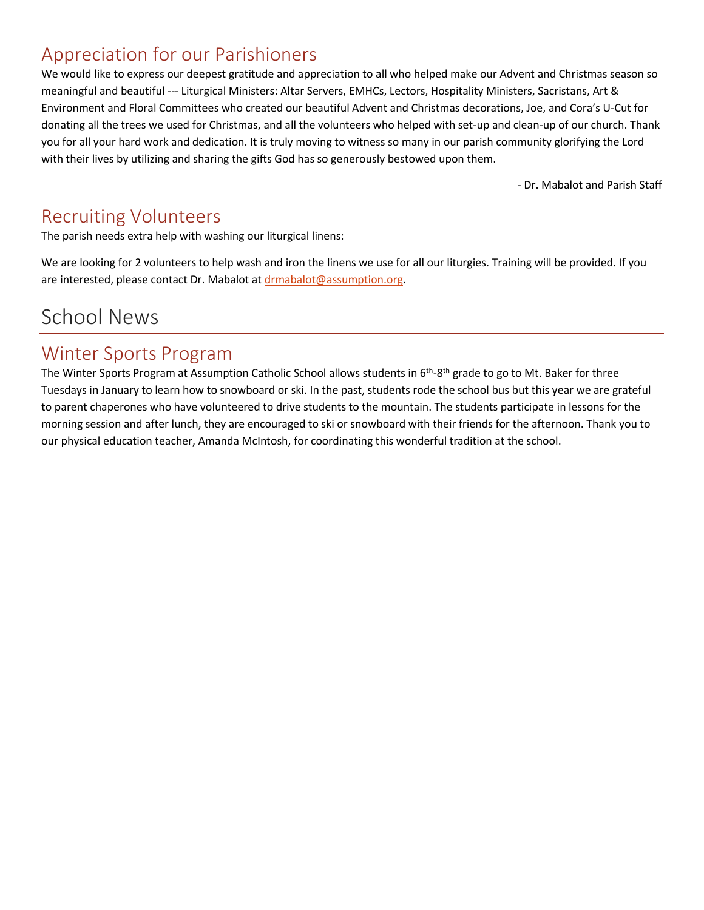## Appreciation for our Parishioners

We would like to express our deepest gratitude and appreciation to all who helped make our Advent and Christmas season so meaningful and beautiful --- Liturgical Ministers: Altar Servers, EMHCs, Lectors, Hospitality Ministers, Sacristans, Art & Environment and Floral Committees who created our beautiful Advent and Christmas decorations, Joe, and Cora's U-Cut for donating all the trees we used for Christmas, and all the volunteers who helped with set-up and clean-up of our church. Thank you for all your hard work and dedication. It is truly moving to witness so many in our parish community glorifying the Lord with their lives by utilizing and sharing the gifts God has so generously bestowed upon them.

- Dr. Mabalot and Parish Staff

## Recruiting Volunteers

The parish needs extra help with washing our liturgical linens:

We are looking for 2 volunteers to help wash and iron the linens we use for all our liturgies. Training will be provided. If you are interested, please contact Dr. Mabalot at drmabalot@assumption.org.

# School News

## Winter Sports Program

The Winter Sports Program at Assumption Catholic School allows students in 6th-8th grade to go to Mt. Baker for three Tuesdays in January to learn how to snowboard or ski. In the past, students rode the school bus but this year we are grateful to parent chaperones who have volunteered to drive students to the mountain. The students participate in lessons for the morning session and after lunch, they are encouraged to ski or snowboard with their friends for the afternoon. Thank you to our physical education teacher, Amanda McIntosh, for coordinating this wonderful tradition at the school.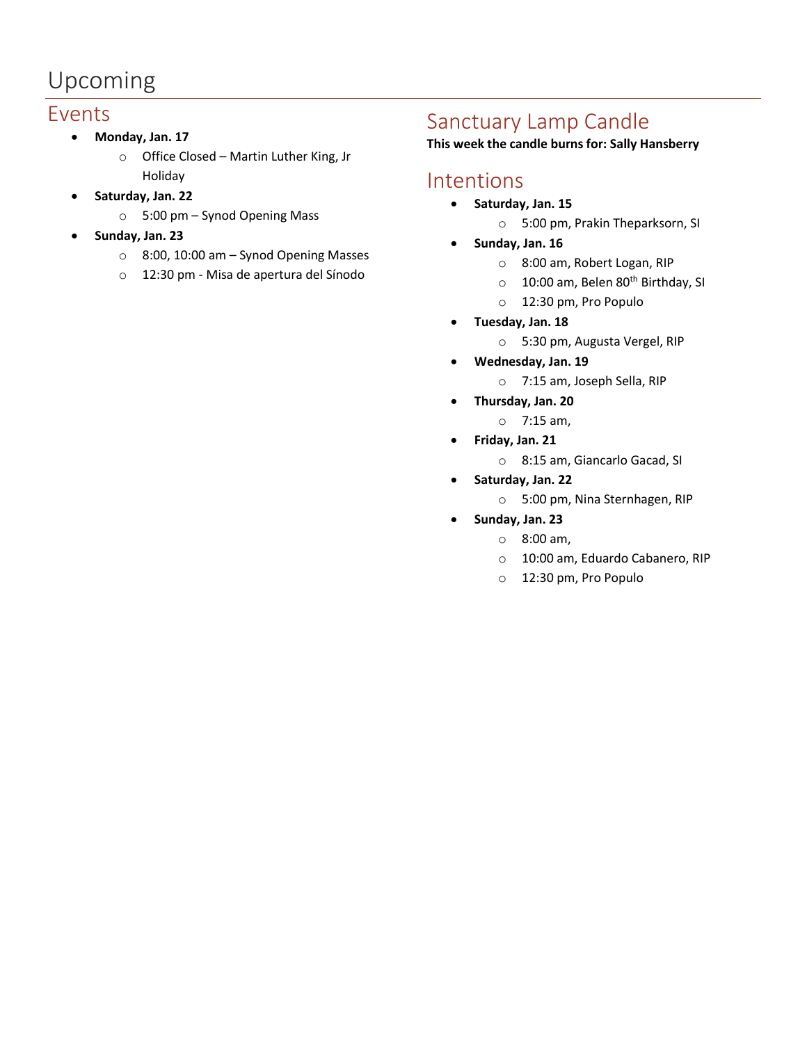# Upcoming

## Events

- **Monday, Jan. 17**
  - Office Closed – Martin Luther King, Jr Holiday
- **Saturday, Jan. 22**
  - 5:00 pm – Synod Opening Mass
- **Sunday, Jan. 23**
  - 8:00, 10:00 am – Synod Opening Masses
  - 12:30 pm - Misa de apertura del Sínodo

## Sanctuary Lamp Candle

**This week the candle burns for: Sally Hansberry**

## Intentions

- **Saturday, Jan. 15**
  - 5:00 pm, Prakin Theparksorn, SI
- **Sunday, Jan. 16**
  - 8:00 am, Robert Logan, RIP
  - 10:00 am, Belen 80th Birthday, SI
  - 12:30 pm, Pro Populo
- **Tuesday, Jan. 18**
  - 5:30 pm, Augusta Vergel, RIP
- **Wednesday, Jan. 19**
  - 7:15 am, Joseph Sella, RIP
- **Thursday, Jan. 20**
  - 7:15 am,
- **Friday, Jan. 21**
  - 8:15 am, Giancarlo Gacad, SI
- **Saturday, Jan. 22**
  - 5:00 pm, Nina Sternhagen, RIP
- **Sunday, Jan. 23**
  - 8:00 am,
  - 10:00 am, Eduardo Cabanero, RIP
  - 12:30 pm, Pro Populo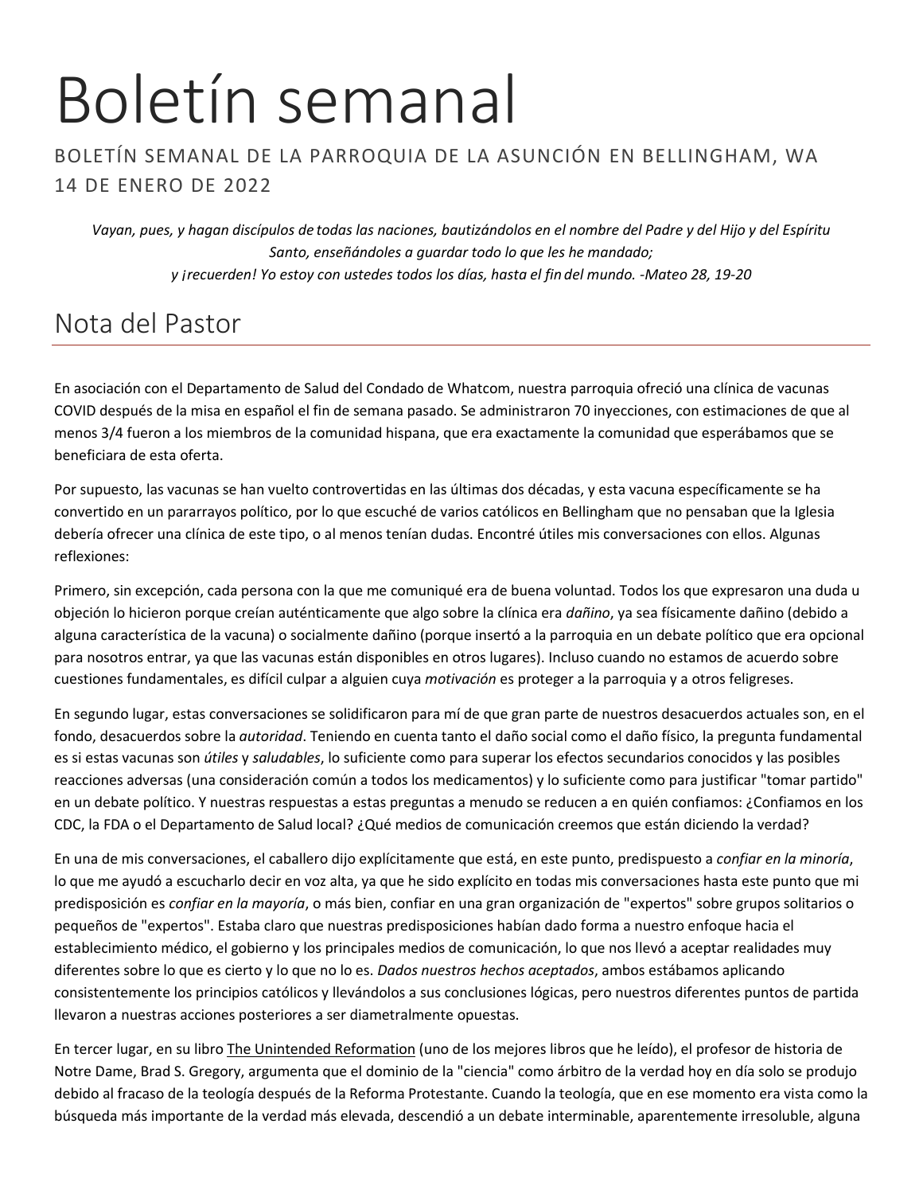# Boletín semanal

BOLETÍN SEMANAL DE LA PARROQUIA DE LA ASUNCIÓN EN BELLINGHAM, WA
14 DE ENERO DE 2022

*Vayan, pues, y hagan discípulos de todas las naciones, bautizándolos en el nombre del Padre y del Hijo y del Espíritu Santo, enseñándoles a guardar todo lo que les he mandado;*
*y ¡recuerden! Yo estoy con ustedes todos los días, hasta el fin del mundo. -Mateo 28, 19-20*

## Nota del Pastor

En asociación con el Departamento de Salud del Condado de Whatcom, nuestra parroquia ofreció una clínica de vacunas COVID después de la misa en español el fin de semana pasado. Se administraron 70 inyecciones, con estimaciones de que al menos 3/4 fueron a los miembros de la comunidad hispana, que era exactamente la comunidad que esperábamos que se beneficiara de esta oferta.

Por supuesto, las vacunas se han vuelto controvertidas en las últimas dos décadas, y esta vacuna específicamente se ha convertido en un pararrayos político, por lo que escuché de varios católicos en Bellingham que no pensaban que la Iglesia debería ofrecer una clínica de este tipo, o al menos tenían dudas. Encontré útiles mis conversaciones con ellos. Algunas reflexiones:

Primero, sin excepción, cada persona con la que me comuniqué era de buena voluntad. Todos los que expresaron una duda u objeción lo hicieron porque creían auténticamente que algo sobre la clínica era *dañino*, ya sea físicamente dañino (debido a alguna característica de la vacuna) o socialmente dañino (porque insertó a la parroquia en un debate político que era opcional para nosotros entrar, ya que las vacunas están disponibles en otros lugares). Incluso cuando no estamos de acuerdo sobre cuestiones fundamentales, es difícil culpar a alguien cuya *motivación* es proteger a la parroquia y a otros feligreses.

En segundo lugar, estas conversaciones se solidificaron para mí de que gran parte de nuestros desacuerdos actuales son, en el fondo, desacuerdos sobre la *autoridad*. Teniendo en cuenta tanto el daño social como el daño físico, la pregunta fundamental es si estas vacunas son *útiles* y *saludables*, lo suficiente como para superar los efectos secundarios conocidos y las posibles reacciones adversas (una consideración común a todos los medicamentos) y lo suficiente como para justificar "tomar partido" en un debate político. Y nuestras respuestas a estas preguntas a menudo se reducen a en quién confiamos: ¿Confiamos en los CDC, la FDA o el Departamento de Salud local? ¿Qué medios de comunicación creemos que están diciendo la verdad?

En una de mis conversaciones, el caballero dijo explícitamente que está, en este punto, predispuesto a *confiar en la minoría*, lo que me ayudó a escucharlo decir en voz alta, ya que he sido explícito en todas mis conversaciones hasta este punto que mi predisposición es *confiar en la mayoría*, o más bien, confiar en una gran organización de "expertos" sobre grupos solitarios o pequeños de "expertos". Estaba claro que nuestras predisposiciones habían dado forma a nuestro enfoque hacia el establecimiento médico, el gobierno y los principales medios de comunicación, lo que nos llevó a aceptar realidades muy diferentes sobre lo que es cierto y lo que no lo es. *Dados nuestros hechos aceptados*, ambos estábamos aplicando consistentemente los principios católicos y llevándolos a sus conclusiones lógicas, pero nuestros diferentes puntos de partida llevaron a nuestras acciones posteriores a ser diametralmente opuestas.

En tercer lugar, en su libro The Unintended Reformation (uno de los mejores libros que he leído), el profesor de historia de Notre Dame, Brad S. Gregory, argumenta que el dominio de la "ciencia" como árbitro de la verdad hoy en día solo se produjo debido al fracaso de la teología después de la Reforma Protestante. Cuando la teología, que en ese momento era vista como la búsqueda más importante de la verdad más elevada, descendió a un debate interminable, aparentemente irresoluble, alguna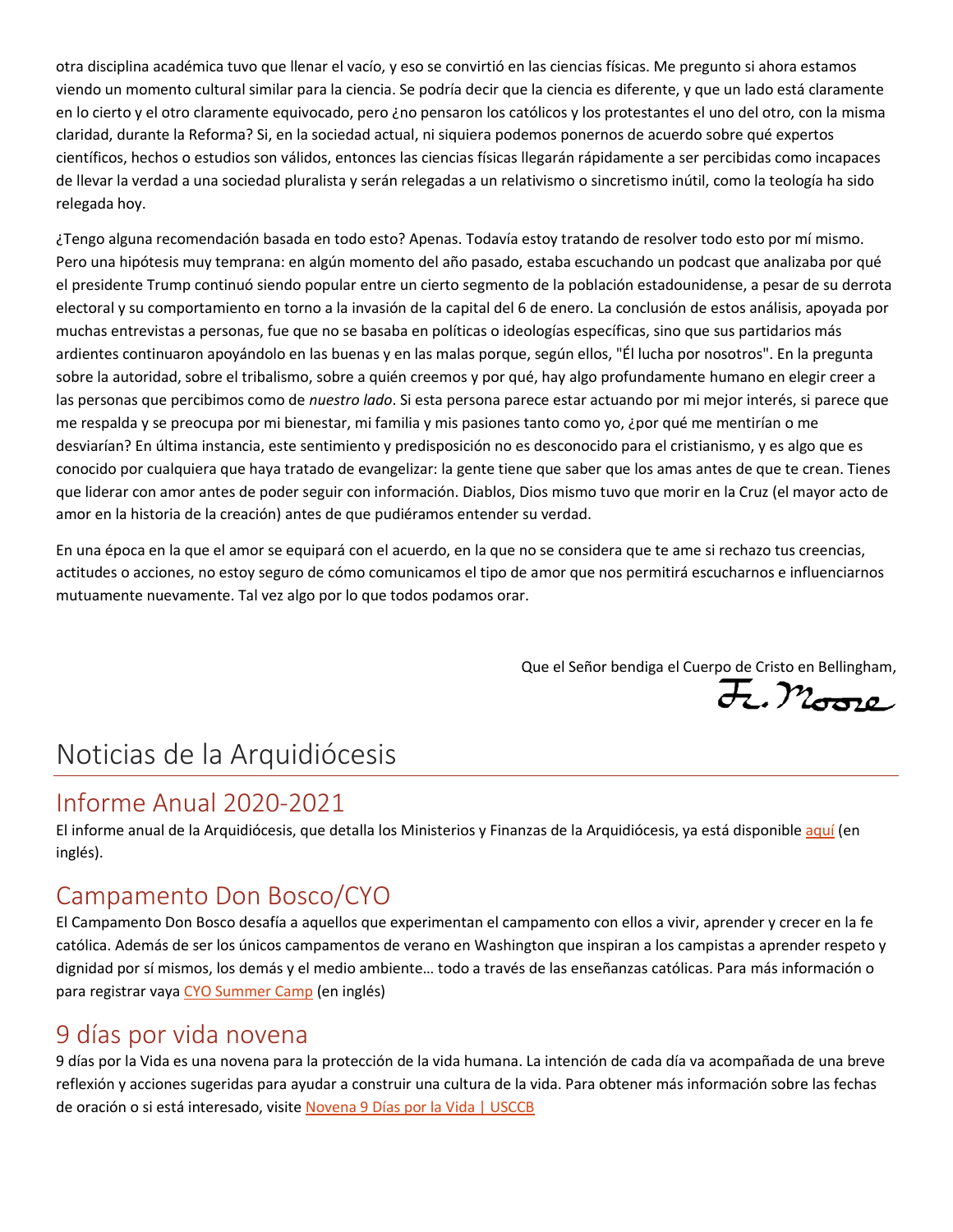otra disciplina académica tuvo que llenar el vacío, y eso se convirtió en las ciencias físicas. Me pregunto si ahora estamos viendo un momento cultural similar para la ciencia. Se podría decir que la ciencia es diferente, y que un lado está claramente en lo cierto y el otro claramente equivocado, pero ¿no pensaron los católicos y los protestantes el uno del otro, con la misma claridad, durante la Reforma? Si, en la sociedad actual, ni siquiera podemos ponernos de acuerdo sobre qué expertos científicos, hechos o estudios son válidos, entonces las ciencias físicas llegarán rápidamente a ser percibidas como incapaces de llevar la verdad a una sociedad pluralista y serán relegadas a un relativismo o sincretismo inútil, como la teología ha sido relegada hoy.

¿Tengo alguna recomendación basada en todo esto? Apenas. Todavía estoy tratando de resolver todo esto por mí mismo. Pero una hipótesis muy temprana: en algún momento del año pasado, estaba escuchando un podcast que analizaba por qué el presidente Trump continuó siendo popular entre un cierto segmento de la población estadounidense, a pesar de su derrota electoral y su comportamiento en torno a la invasión de la capital del 6 de enero. La conclusión de estos análisis, apoyada por muchas entrevistas a personas, fue que no se basaba en políticas o ideologías específicas, sino que sus partidarios más ardientes continuaron apoyándolo en las buenas y en las malas porque, según ellos, "Él lucha por nosotros". En la pregunta sobre la autoridad, sobre el tribalismo, sobre a quién creemos y por qué, hay algo profundamente humano en elegir creer a las personas que percibimos como de *nuestro lado*. Si esta persona parece estar actuando por mi mejor interés, si parece que me respalda y se preocupa por mi bienestar, mi familia y mis pasiones tanto como yo, ¿por qué me mentirían o me desviarían? En última instancia, este sentimiento y predisposición no es desconocido para el cristianismo, y es algo que es conocido por cualquiera que haya tratado de evangelizar: la gente tiene que saber que los amas antes de que te crean. Tienes que liderar con amor antes de poder seguir con información. Diablos, Dios mismo tuvo que morir en la Cruz (el mayor acto de amor en la historia de la creación) antes de que pudiéramos entender su verdad.

En una época en la que el amor se equiparó con el acuerdo, en la que no se considera que te ame si rechazo tus creencias, actitudes o acciones, no estoy seguro de cómo comunicamos el tipo de amor que nos permitirá escucharnos e influenciarnos mutuamente nuevamente. Tal vez algo por lo que todos podamos orar.

Que el Señor bendiga el Cuerpo de Cristo en Bellingham,

Fr. Moore

# Noticias de la Arquidiócesis

## Informe Anual 2020-2021

El informe anual de la Arquidiócesis, que detalla los Ministerios y Finanzas de la Arquidiócesis, ya está disponible aquí (en inglés).

## Campamento Don Bosco/CYO

El Campamento Don Bosco desafía a aquellos que experimentan el campamento con ellos a vivir, aprender y crecer en la fe católica. Además de ser los únicos campamentos de verano en Washington que inspiran a los campistas a aprender respeto y dignidad por sí mismos, los demás y el medio ambiente… todo a través de las enseñanzas católicas. Para más información o para registrar vaya CYO Summer Camp (en inglés)

## 9 días por vida novena

9 días por la Vida es una novena para la protección de la vida humana. La intención de cada día va acompañada de una breve reflexión y acciones sugeridas para ayudar a construir una cultura de la vida. Para obtener más información sobre las fechas de oración o si está interesado, visite Novena 9 Días por la Vida | USCCB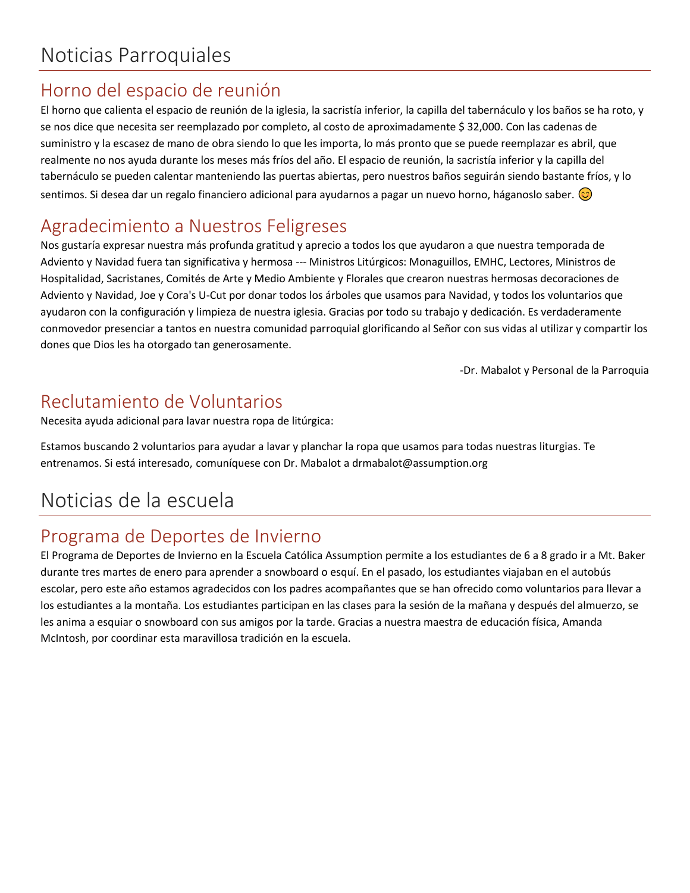# Noticias Parroquiales

## Horno del espacio de reunión

El horno que calienta el espacio de reunión de la iglesia, la sacristía inferior, la capilla del tabernáculo y los baños se ha roto, y se nos dice que necesita ser reemplazado por completo, al costo de aproximadamente $ 32,000. Con las cadenas de suministro y la escasez de mano de obra siendo lo que les importa, lo más pronto que se puede reemplazar es abril, que realmente no nos ayuda durante los meses más fríos del año. El espacio de reunión, la sacristía inferior y la capilla del tabernáculo se pueden calentar manteniendo las puertas abiertas, pero nuestros baños seguirán siendo bastante fríos, y lo sentimos. Si desea dar un regalo financiero adicional para ayudarnos a pagar un nuevo horno, háganoslo saber. 😊

## Agradecimiento a Nuestros Feligreses

Nos gustaría expresar nuestra más profunda gratitud y aprecio a todos los que ayudaron a que nuestra temporada de Adviento y Navidad fuera tan significativa y hermosa --- Ministros Litúrgicos: Monaguillos, EMHC, Lectores, Ministros de Hospitalidad, Sacristanes, Comités de Arte y Medio Ambiente y Florales que crearon nuestras hermosas decoraciones de Adviento y Navidad, Joe y Cora's U-Cut por donar todos los árboles que usamos para Navidad, y todos los voluntarios que ayudaron con la configuración y limpieza de nuestra iglesia. Gracias por todo su trabajo y dedicación. Es verdaderamente conmovedor presenciar a tantos en nuestra comunidad parroquial glorificando al Señor con sus vidas al utilizar y compartir los dones que Dios les ha otorgado tan generosamente.

-Dr. Mabalot y Personal de la Parroquia

## Reclutamiento de Voluntarios

Necesita ayuda adicional para lavar nuestra ropa de litúrgica:

Estamos buscando 2 voluntarios para ayudar a lavar y planchar la ropa que usamos para todas nuestras liturgias. Te entrenamos. Si está interesado, comuníquese con Dr. Mabalot a drmabalot@assumption.org

# Noticias de la escuela

## Programa de Deportes de Invierno

El Programa de Deportes de Invierno en la Escuela Católica Assumption permite a los estudiantes de 6 a 8 grado ir a Mt. Baker durante tres martes de enero para aprender a snowboard o esquí. En el pasado, los estudiantes viajaban en el autobús escolar, pero este año estamos agradecidos con los padres acompañantes que se han ofrecido como voluntarios para llevar a los estudiantes a la montaña. Los estudiantes participan en las clases para la sesión de la mañana y después del almuerzo, se les anima a esquiar o snowboard con sus amigos por la tarde. Gracias a nuestra maestra de educación física, Amanda McIntosh, por coordinar esta maravillosa tradición en la escuela.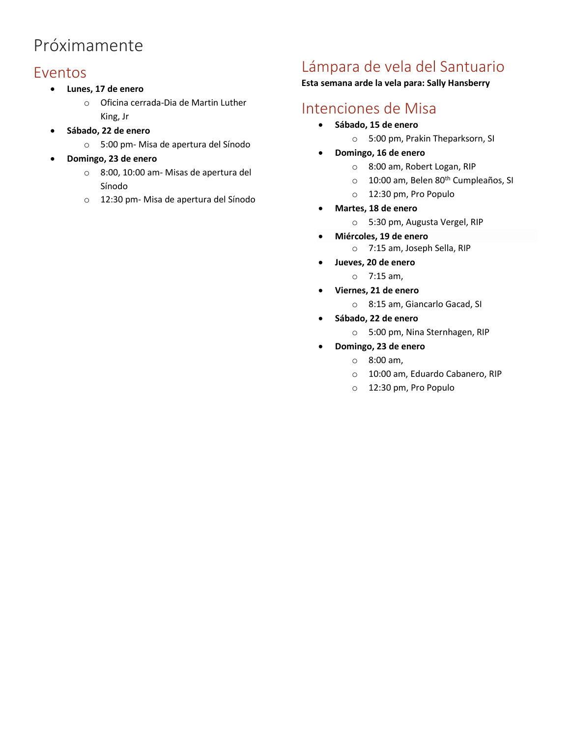# Próximamente

## Eventos

- **Lunes, 17 de enero**
  - Oficina cerrada-Dia de Martin Luther King, Jr
- **Sábado, 22 de enero**
  - 5:00 pm- Misa de apertura del Sínodo
- **Domingo, 23 de enero**
  - 8:00, 10:00 am- Misas de apertura del Sínodo
  - 12:30 pm- Misa de apertura del Sínodo

## Lámpara de vela del Santuario

**Esta semana arde la vela para: Sally Hansberry**

## Intenciones de Misa

- **Sábado, 15 de enero**
  - 5:00 pm, Prakin Theparksorn, SI
- **Domingo, 16 de enero**
  - 8:00 am, Robert Logan, RIP
  - 10:00 am, Belen 80th Cumpleaños, SI
  - 12:30 pm, Pro Populo
- **Martes, 18 de enero**
  - 5:30 pm, Augusta Vergel, RIP
- **Miércoles, 19 de enero**
  - 7:15 am, Joseph Sella, RIP
- **Jueves, 20 de enero**
  - 7:15 am,
- **Viernes, 21 de enero**
  - 8:15 am, Giancarlo Gacad, SI
- **Sábado, 22 de enero**
  - 5:00 pm, Nina Sternhagen, RIP
- **Domingo, 23 de enero**
  - 8:00 am,
  - 10:00 am, Eduardo Cabanero, RIP
  - 12:30 pm, Pro Populo